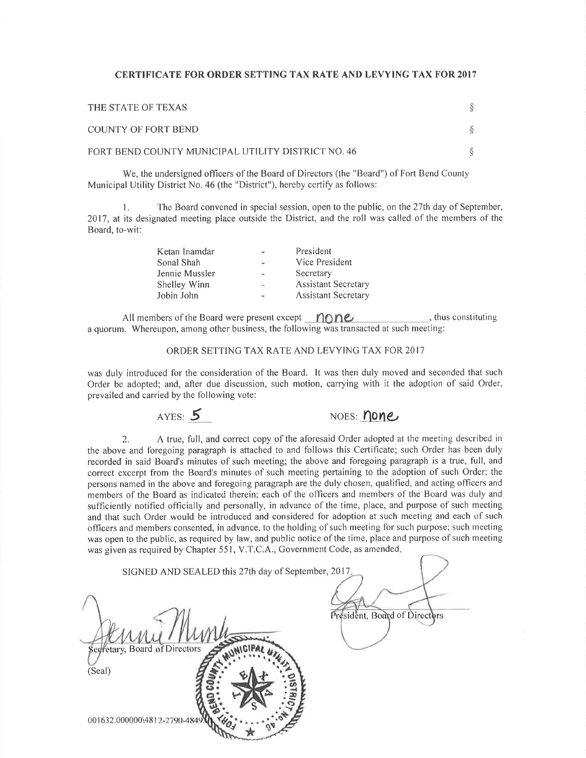## CERTIFICATE FOR ORDER SETTING TAX RATE AND LEVYING TAX FOR 2017

| | |
|---|---|
| THE STATE OF TEXAS | § |
| COUNTY OF FORT BEND | § |
| FORT BEND COUNTY MUNICIPAL UTILITY DISTRICT NO. 46 | § |

We, the undersigned officers of the Board of Directors (the "Board") of Fort Bend County Municipal Utility District No. 46 (the "District"), hereby certify as follows:

1. The Board convened in special session, open to the public, on the 27th day of September, 2017, at its designated meeting place outside the District, and the roll was called of the members of the Board, to-wit:

| | | |
|---|---|---|
| Ketan Inamdar | - | President |
| Sonal Shah | - | Vice President |
| Jennie Mussler | - | Secretary |
| Shelley Winn | - | Assistant Secretary |
| Jobin John | - | Assistant Secretary |

All members of the Board were present except none, thus constituting a quorum. Whereupon, among other business, the following was transacted at such meeting:

ORDER SETTING TAX RATE AND LEVYING TAX FOR 2017

was duly introduced for the consideration of the Board. It was then duly moved and seconded that such Order be adopted; and, after due discussion, such motion, carrying with it the adoption of said Order, prevailed and carried by the following vote:

AYES: 5 NOES: none

2. A true, full, and correct copy of the aforesaid Order adopted at the meeting described in the above and foregoing paragraph is attached to and follows this Certificate; such Order has been duly recorded in said Board's minutes of such meeting; the above and foregoing paragraph is a true, full, and correct excerpt from the Board's minutes of such meeting pertaining to the adoption of such Order; the persons named in the above and foregoing paragraph are the duly chosen, qualified, and acting officers and members of the Board as indicated therein; each of the officers and members of the Board was duly and sufficiently notified officially and personally, in advance of the time, place, and purpose of such meeting and that such Order would be introduced and considered for adoption at such meeting and each of such officers and members consented, in advance, to the holding of such meeting for such purpose; such meeting was open to the public, as required by law, and public notice of the time, place and purpose of such meeting was given as required by Chapter 551, V.T.C.A., Government Code, as amended.

SIGNED AND SEALED this 27th day of September, 2017.

Secretary, Board of Directors

President, Board of Directors

(Seal)

001632.000000\4812-2790-4849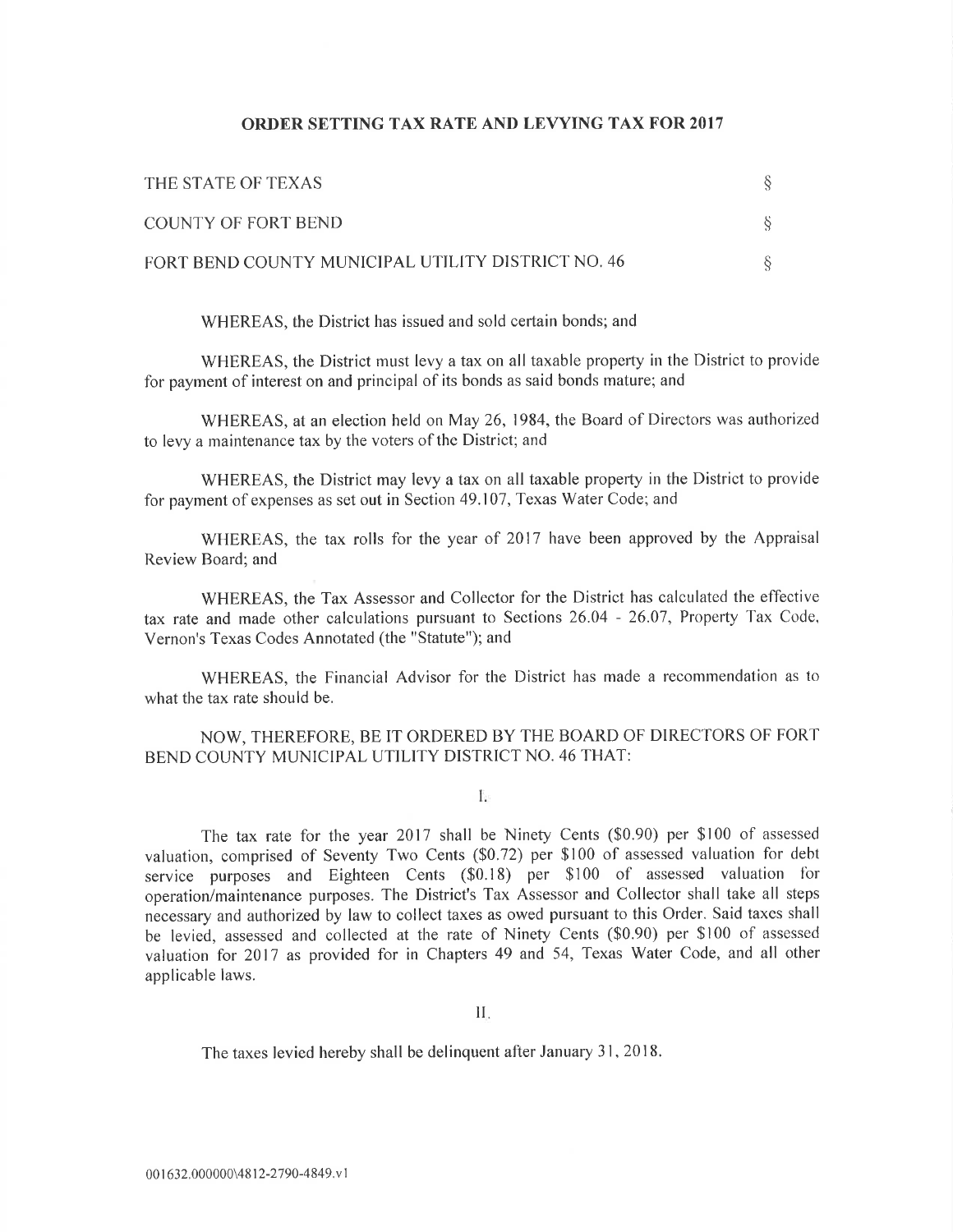**ORDER SETTING TAX RATE AND LEVYING TAX FOR 2017**

| | |
|---|---|
| THE STATE OF TEXAS | § |
| COUNTY OF FORT BEND | § |
| FORT BEND COUNTY MUNICIPAL UTILITY DISTRICT NO. 46 | § |

WHEREAS, the District has issued and sold certain bonds; and

WHEREAS, the District must levy a tax on all taxable property in the District to provide for payment of interest on and principal of its bonds as said bonds mature; and

WHEREAS, at an election held on May 26, 1984, the Board of Directors was authorized to levy a maintenance tax by the voters of the District; and

WHEREAS, the District may levy a tax on all taxable property in the District to provide for payment of expenses as set out in Section 49.107, Texas Water Code; and

WHEREAS, the tax rolls for the year of 2017 have been approved by the Appraisal Review Board; and

WHEREAS, the Tax Assessor and Collector for the District has calculated the effective tax rate and made other calculations pursuant to Sections 26.04 - 26.07, Property Tax Code, Vernon's Texas Codes Annotated (the "Statute"); and

WHEREAS, the Financial Advisor for the District has made a recommendation as to what the tax rate should be.

NOW, THEREFORE, BE IT ORDERED BY THE BOARD OF DIRECTORS OF FORT BEND COUNTY MUNICIPAL UTILITY DISTRICT NO. 46 THAT:

I.

The tax rate for the year 2017 shall be Ninety Cents ($0.90) per $100 of assessed valuation, comprised of Seventy Two Cents ($0.72) per $100 of assessed valuation for debt service purposes and Eighteen Cents ($0.18) per $100 of assessed valuation for operation/maintenance purposes. The District's Tax Assessor and Collector shall take all steps necessary and authorized by law to collect taxes as owed pursuant to this Order. Said taxes shall be levied, assessed and collected at the rate of Ninety Cents ($0.90) per $100 of assessed valuation for 2017 as provided for in Chapters 49 and 54, Texas Water Code, and all other applicable laws.

II.

The taxes levied hereby shall be delinquent after January 31, 2018.

001632.000000\4812-2790-4849.v1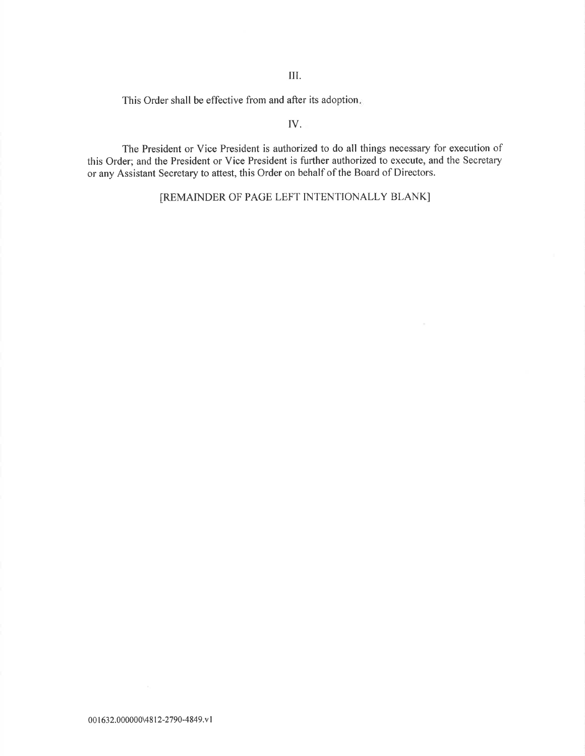III.

This Order shall be effective from and after its adoption.

IV.

The President or Vice President is authorized to do all things necessary for execution of this Order; and the President or Vice President is further authorized to execute, and the Secretary or any Assistant Secretary to attest, this Order on behalf of the Board of Directors.

[REMAINDER OF PAGE LEFT INTENTIONALLY BLANK]

001632.000000\4812-2790-4849.v1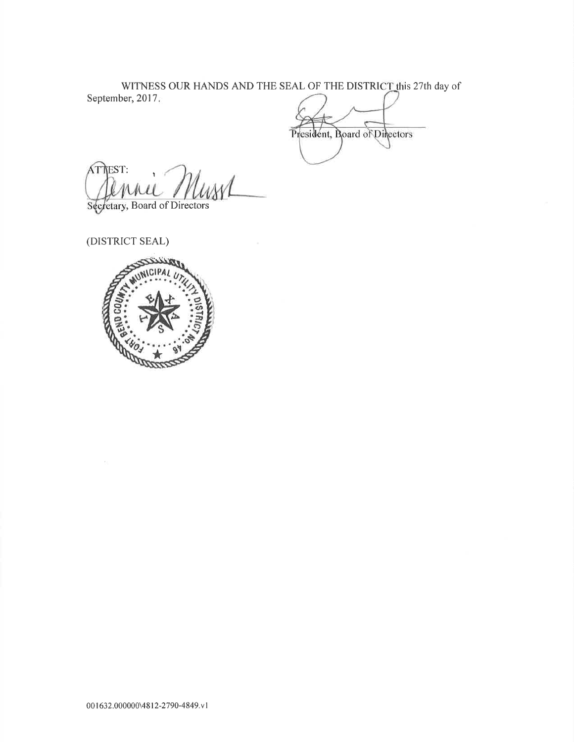WITNESS OUR HANDS AND THE SEAL OF THE DISTRICT this 27th day of September, 2017.

President, Board of Directors

ATTEST:

Secretary, Board of Directors

(DISTRICT SEAL)

001632.000000\4812-2790-4849.v1